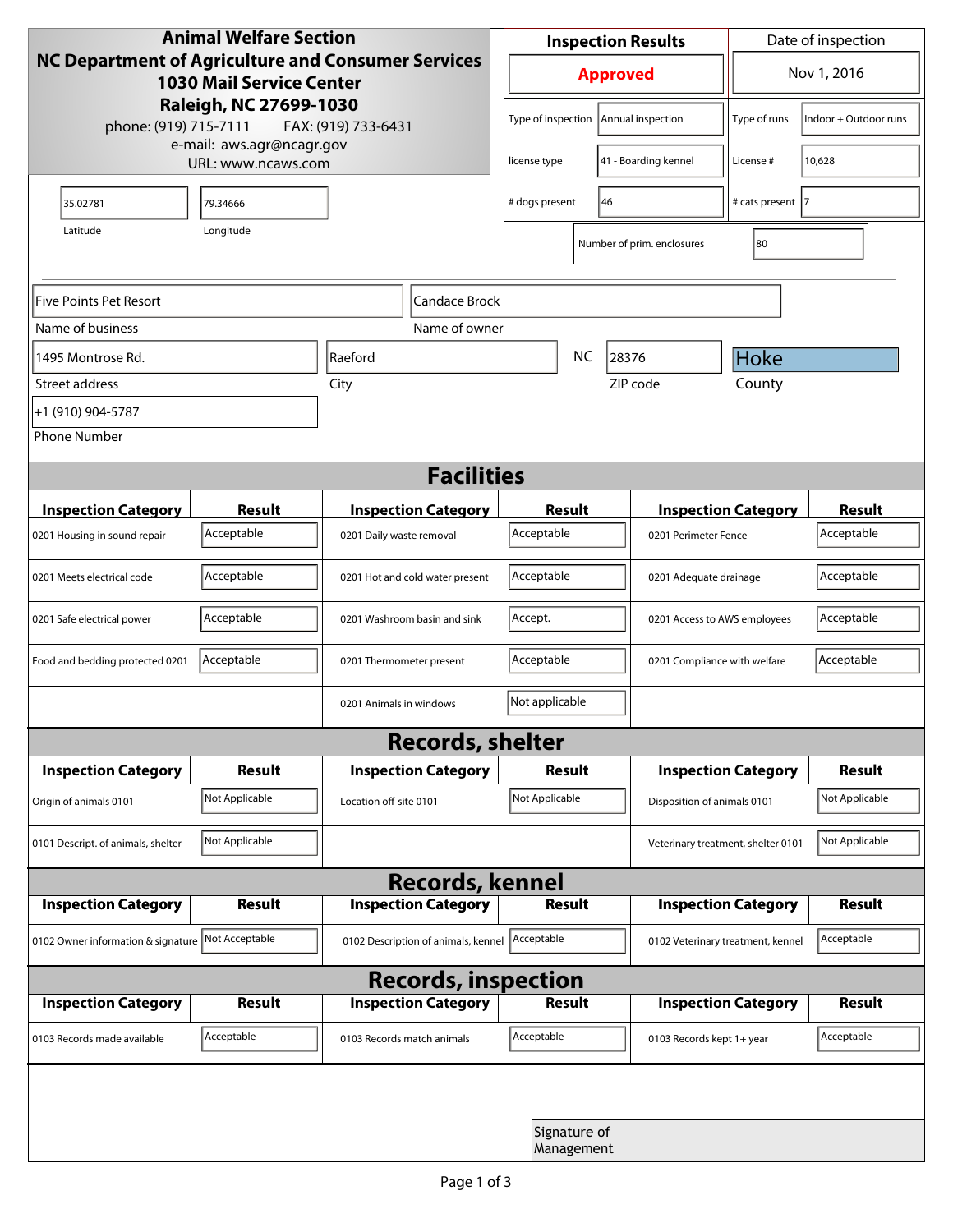**Animal Welfare Section**
**NC Department of Agriculture and Consumer Services**
**1030 Mail Service Center**
**Raleigh, NC 27699-1030**
phone: (919) 715-7111 FAX: (919) 733-6431
e-mail: aws.agr@ncagr.gov
URL: www.ncaws.com

| Inspection Results | Date of inspection |
| --- | --- |
| **Approved** | Nov 1, 2016 |

| | | | |
| --- | --- | --- | --- |
| Type of inspection | Annual inspection | Type of runs | Indoor + Outdoor runs |
| license type | 41 - Boarding kennel | License # | 10,628 |
| # dogs present | 46 | # cats present | 7 |
| Number of prim. enclosures | 80 | | |

| Latitude | Longitude |
| --- | --- |
| 35.02781 | 79.34666 |

| Name of business | Name of owner |
| --- | --- |
| Five Points Pet Resort | Candace Brock |

| Street address | City | State | ZIP code | County |
| --- | --- | --- | --- | --- |
| 1495 Montrose Rd. | Raeford | NC | 28376 | Hoke |

| Phone Number |
| --- |
| +1 (910) 904-5787 |

## Facilities

| Inspection Category | Result | Inspection Category | Result | Inspection Category | Result |
| --- | --- | --- | --- | --- | --- |
| 0201 Housing in sound repair | Acceptable | 0201 Daily waste removal | Acceptable | 0201 Perimeter Fence | Acceptable |
| 0201 Meets electrical code | Acceptable | 0201 Hot and cold water present | Acceptable | 0201 Adequate drainage | Acceptable |
| 0201 Safe electrical power | Acceptable | 0201 Washroom basin and sink | Accept. | 0201 Access to AWS employees | Acceptable |
| Food and bedding protected 0201 | Acceptable | 0201 Thermometer present | Acceptable | 0201 Compliance with welfare | Acceptable |
| | | 0201 Animals in windows | Not applicable | | |

## Records, shelter

| Inspection Category | Result | Inspection Category | Result | Inspection Category | Result |
| --- | --- | --- | --- | --- | --- |
| Origin of animals 0101 | Not Applicable | Location off-site 0101 | Not Applicable | Disposition of animals 0101 | Not Applicable |
| 0101 Descript. of animals, shelter | Not Applicable | | | Veterinary treatment, shelter 0101 | Not Applicable |

## Records, kennel

| Inspection Category | Result | Inspection Category | Result | Inspection Category | Result |
| --- | --- | --- | --- | --- | --- |
| 0102 Owner information & signature | Not Acceptable | 0102 Description of animals, kennel | Acceptable | 0102 Veterinary treatment, kennel | Acceptable |

## Records, inspection

| Inspection Category | Result | Inspection Category | Result | Inspection Category | Result |
| --- | --- | --- | --- | --- | --- |
| 0103 Records made available | Acceptable | 0103 Records match animals | Acceptable | 0103 Records kept 1+ year | Acceptable |

Signature of Management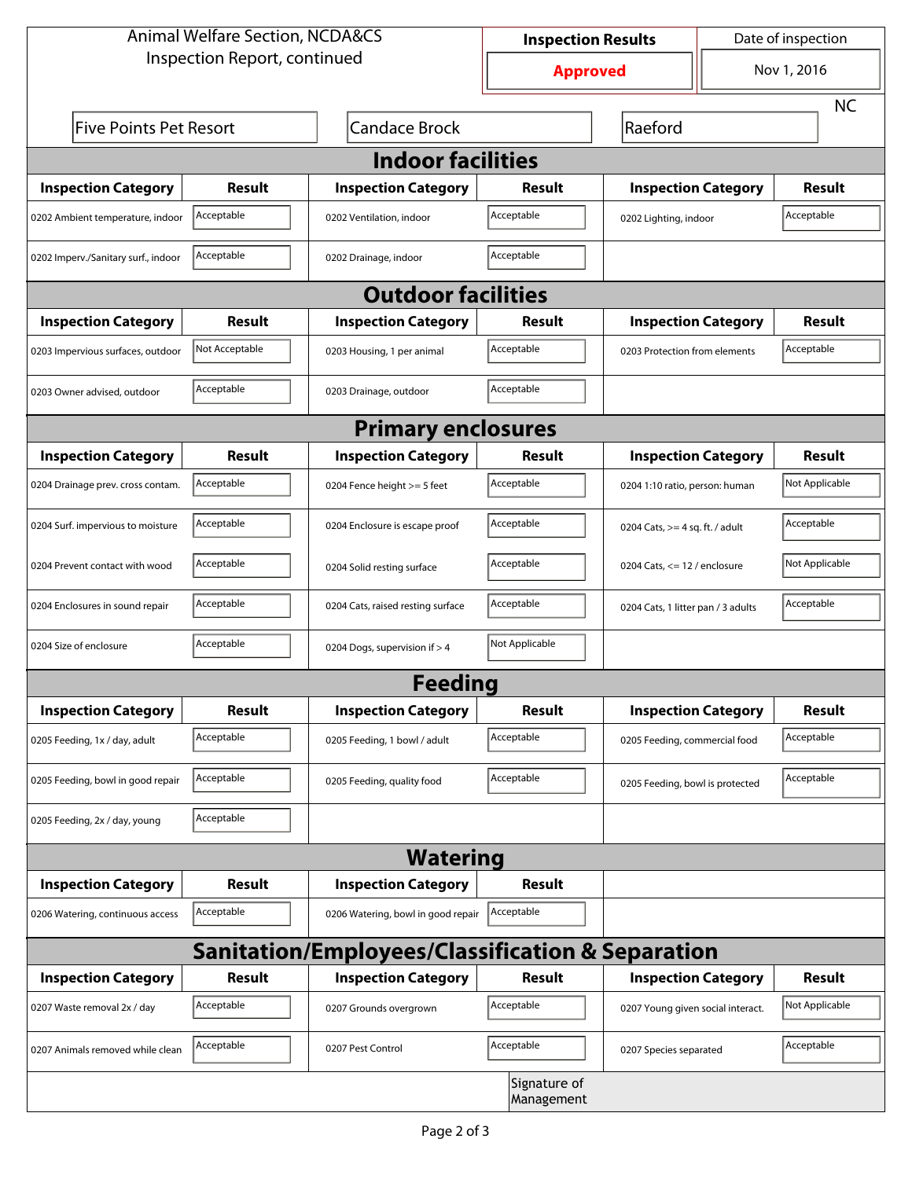Animal Welfare Section, NCDA&CS
Inspection Report, continued

| Inspection Results | Date of inspection |
|---|---|
| **Approved** | Nov 1, 2016 |

Five Points Pet Resort | Candace Brock | Raeford | NC

## Indoor facilities

| Inspection Category | Result | Inspection Category | Result | Inspection Category | Result |
|---|---|---|---|---|---|
| 0202 Ambient temperature, indoor | Acceptable | 0202 Ventilation, indoor | Acceptable | 0202 Lighting, indoor | Acceptable |
| 0202 Imperv./Sanitary surf., indoor | Acceptable | 0202 Drainage, indoor | Acceptable | | |

## Outdoor facilities

| Inspection Category | Result | Inspection Category | Result | Inspection Category | Result |
|---|---|---|---|---|---|
| 0203 Impervious surfaces, outdoor | Not Acceptable | 0203 Housing, 1 per animal | Acceptable | 0203 Protection from elements | Acceptable |
| 0203 Owner advised, outdoor | Acceptable | 0203 Drainage, outdoor | Acceptable | | |

## Primary enclosures

| Inspection Category | Result | Inspection Category | Result | Inspection Category | Result |
|---|---|---|---|---|---|
| 0204 Drainage prev. cross contam. | Acceptable | 0204 Fence height >= 5 feet | Acceptable | 0204 1:10 ratio, person: human | Not Applicable |
| 0204 Surf. impervious to moisture | Acceptable | 0204 Enclosure is escape proof | Acceptable | 0204 Cats, >= 4 sq. ft. / adult | Acceptable |
| 0204 Prevent contact with wood | Acceptable | 0204 Solid resting surface | Acceptable | 0204 Cats, <= 12 / enclosure | Not Applicable |
| 0204 Enclosures in sound repair | Acceptable | 0204 Cats, raised resting surface | Acceptable | 0204 Cats, 1 litter pan / 3 adults | Acceptable |
| 0204 Size of enclosure | Acceptable | 0204 Dogs, supervision if > 4 | Not Applicable | | |

## Feeding

| Inspection Category | Result | Inspection Category | Result | Inspection Category | Result |
|---|---|---|---|---|---|
| 0205 Feeding, 1x / day, adult | Acceptable | 0205 Feeding, 1 bowl / adult | Acceptable | 0205 Feeding, commercial food | Acceptable |
| 0205 Feeding, bowl in good repair | Acceptable | 0205 Feeding, quality food | Acceptable | 0205 Feeding, bowl is protected | Acceptable |
| 0205 Feeding, 2x / day, young | Acceptable | | | | |

## Watering

| Inspection Category | Result | Inspection Category | Result |
|---|---|---|---|
| 0206 Watering, continuous access | Acceptable | 0206 Watering, bowl in good repair | Acceptable |

## Sanitation/Employees/Classification & Separation

| Inspection Category | Result | Inspection Category | Result | Inspection Category | Result |
|---|---|---|---|---|---|
| 0207 Waste removal 2x / day | Acceptable | 0207 Grounds overgrown | Acceptable | 0207 Young given social interact. | Not Applicable |
| 0207 Animals removed while clean | Acceptable | 0207 Pest Control | Acceptable | 0207 Species separated | Acceptable |

Signature of Management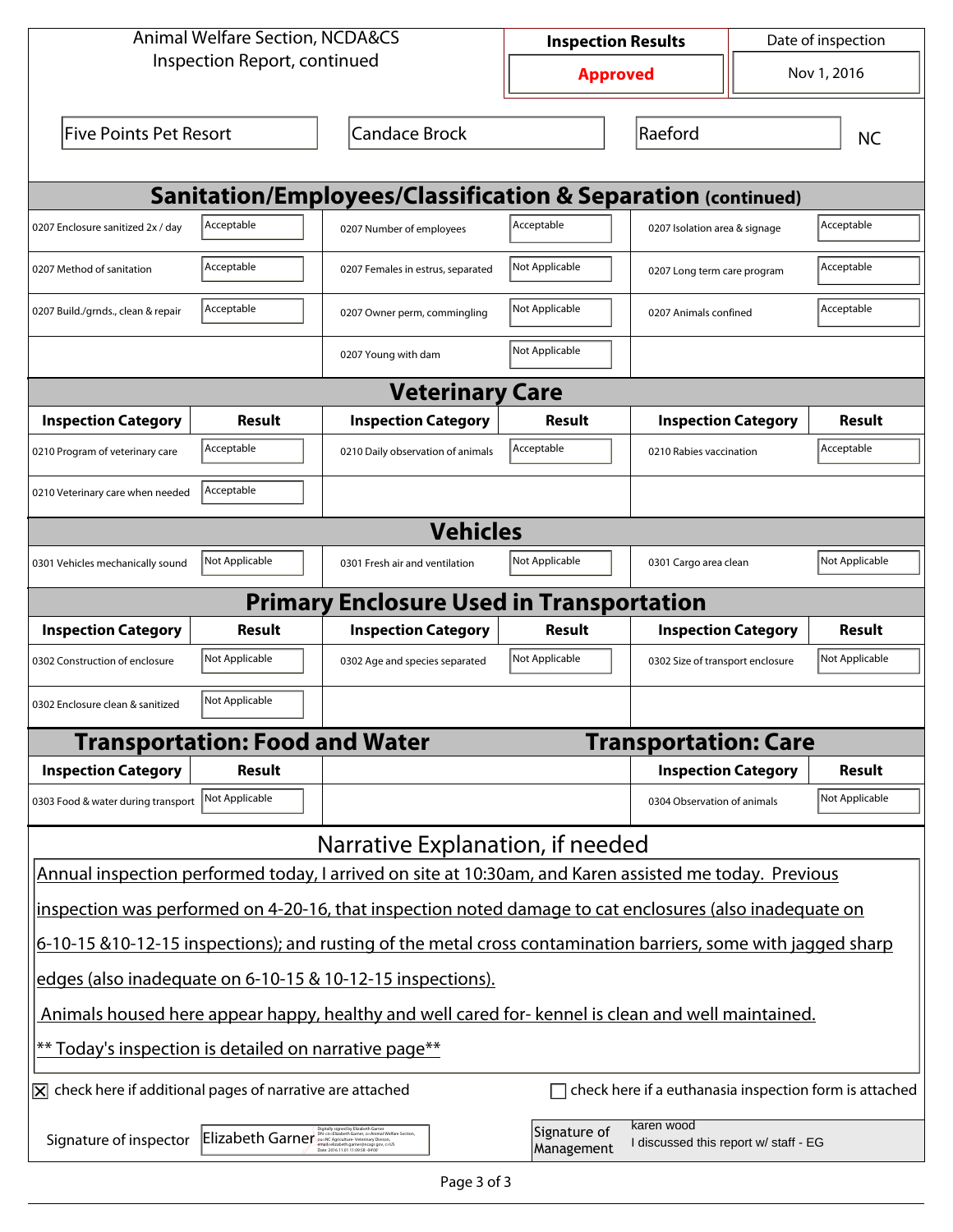Animal Welfare Section, NCDA&CS
Inspection Report, continued

| Inspection Results | Date of inspection |
| --- | --- |
| **Approved** | Nov 1, 2016 |

Five Points Pet Resort | Candace Brock | Raeford | NC

## Sanitation/Employees/Classification & Separation (continued)

| | | | | | |
| --- | --- | --- | --- | --- | --- |
| 0207 Enclosure sanitized 2x / day | Acceptable | 0207 Number of employees | Acceptable | 0207 Isolation area & signage | Acceptable |
| 0207 Method of sanitation | Acceptable | 0207 Females in estrus, separated | Not Applicable | 0207 Long term care program | Acceptable |
| 0207 Build./grnds., clean & repair | Acceptable | 0207 Owner perm, commingling | Not Applicable | 0207 Animals confined | Acceptable |
| | | 0207 Young with dam | Not Applicable | | |

## Veterinary Care

| Inspection Category | Result | Inspection Category | Result | Inspection Category | Result |
| --- | --- | --- | --- | --- | --- |
| 0210 Program of veterinary care | Acceptable | 0210 Daily observation of animals | Acceptable | 0210 Rabies vaccination | Acceptable |
| 0210 Veterinary care when needed | Acceptable | | | | |

## Vehicles

| | | | | | |
| --- | --- | --- | --- | --- | --- |
| 0301 Vehicles mechanically sound | Not Applicable | 0301 Fresh air and ventilation | Not Applicable | 0301 Cargo area clean | Not Applicable |

## Primary Enclosure Used in Transportation

| Inspection Category | Result | Inspection Category | Result | Inspection Category | Result |
| --- | --- | --- | --- | --- | --- |
| 0302 Construction of enclosure | Not Applicable | 0302 Age and species separated | Not Applicable | 0302 Size of transport enclosure | Not Applicable |
| 0302 Enclosure clean & sanitized | Not Applicable | | | | |

## Transportation: Food and Water

| Inspection Category | Result |
| --- | --- |
| 0303 Food & water during transport | Not Applicable |

## Transportation: Care

| Inspection Category | Result |
| --- | --- |
| 0304 Observation of animals | Not Applicable |

## Narrative Explanation, if needed

Annual inspection performed today, I arrived on site at 10:30am, and Karen assisted me today. Previous inspection was performed on 4-20-16, that inspection noted damage to cat enclosures (also inadequate on 6-10-15 &10-12-15 inspections); and rusting of the metal cross contamination barriers, some with jagged sharp edges (also inadequate on 6-10-15 & 10-12-15 inspections).

Animals housed here appear happy, healthy and well cared for- kennel is clean and well maintained.

** Today's inspection is detailed on narrative page**

☒ check here if additional pages of narrative are attached

☐ check here if a euthanasia inspection form is attached

Signature of inspector: Elizabeth Garner (Digitally signed by Elizabeth Garner, Date: 2016.11.01 11:09:58 -04'00')

Signature of Management: karen wood
I discussed this report w/ staff - EG